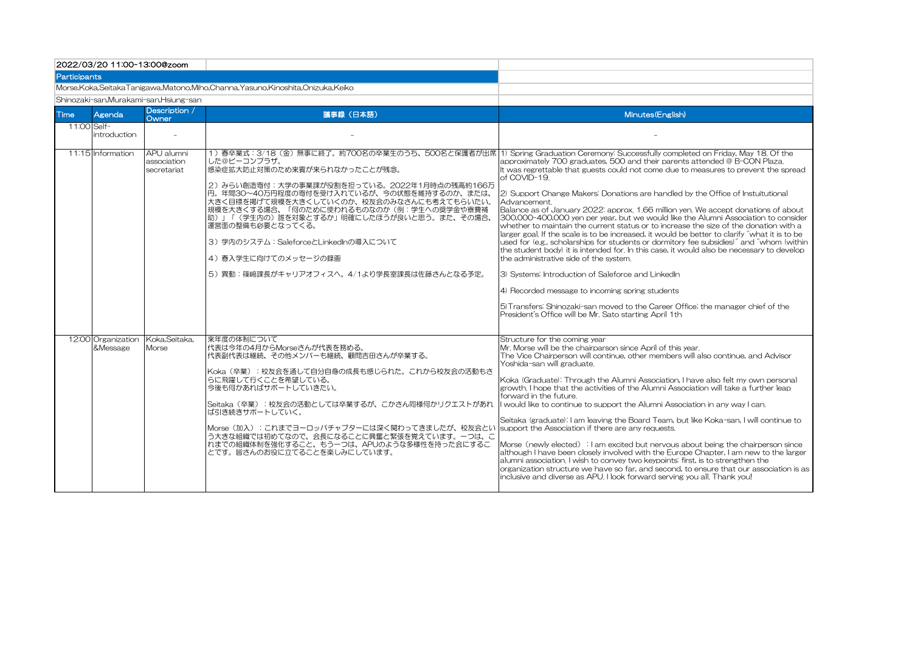| 2022/03/20 11:00-13:00@zoom | | | | |
|---|---|---|---|---|
| **Participants** | | | | |
| Morse,Koka,Seitaka,Tanigawa,Matono,Miho,Channa,Yasuno,Kinoshita,Onizuka,Keiko | | | | |
| Shinozaki-san,Murakami-san,Hsiung-san | | | | |
| **Time** | **Agenda** | **Description / Owner** | **議事録（日本語）** | **Minutes(English)** |
| 11:00 | Self-introduction | - | - | - |
| 11:15 | Information | APU alumni association secretariat | 1）春卒業式：3/18（金）無事に終了。約700名の卒業生のうち、500名と保護者が出席した@ビーコンプラザ。<br>感染症拡大防止対策のため来賓が来られなかったことが残念。<br><br>2）みらい創造寄付：大学の事業課が役割を担っている。2022年1月時点の残高約166万円。年間30～40万円程度の寄付を受け入れているが、今の状態を維持するのか、または、大きく目標を掲げて規模を大きくしていくのか、校友会のみなさんにも考えてもらいたい。規模を大きくする場合、「何のために使われるものなのか（例：学生への奨学金や寮費補助）」「（学生内の）誰を対象とするか」明確にしたほうが良いと思う。また、その場合、運営面の整備も必要となってくる。<br><br>3）学内のシステム：SaleforceとLinkedInの導入について<br><br>4）春入学生に向けてのメッセージの録画<br><br>5）異動：篠崎課長がキャリアオフィスへ。4/1より学長室課長は佐藤さんとなる予定。 | 1) Spring Graduation Ceremony: Successfully completed on Friday, May 18. Of the approximately 700 graduates, 500 and their parents attended @ B-CON Plaza.<br>It was regrettable that guests could not come due to measures to prevent the spread of COVID-19.<br><br>2) Support Change Makers: Donations are handled by the Office of Insuitutional Advancement.<br>Balance as of January 2022: approx. 1.66 million yen. We accept donations of about 300,000-400,000 yen per year, but we would like the Alumni Association to consider whether to maintain the current status or to increase the size of the donation with a larger goal. If the scale is to be increased, it would be better to clarify "what it is to be used for (e.g., scholarships for students or dormitory fee subsidies)" and "whom (within the student body) it is intended for. In this case, it would also be necessary to develop the administrative side of the system.<br><br>3) Systems: Introduction of Saleforce and LinkedIn<br><br>4) Recorded message to incoming spring students<br><br>5) Transfers: Shinozaki-san moved to the Career Office; the manager chief of the President's Office will be Mr. Sato starting April 1th |
| 12:00 | Organization &Message | Koka,Seitaka, Morse | 来年度の体制について<br>代表は今年の4月からMorseさんが代表を務める。<br>代表副代表は継続、その他メンバーも継続、顧問吉田さんが卒業する。<br><br>Koka（卒業）：校友会を通して自分自身の成長も感じられた。これから校友会の活動もさらに飛躍して行くことを希望している。<br>今後も何かあればサポートしていきたい。<br><br>Seitaka（卒業）：校友会の活動としては卒業するが、こかさん同様何かリクエストがあれば引き続きサポートしていく。<br><br>Morse（加入）：これまでヨーロッパチャプターには深く関わってきましたが、校友会という大きな組織では初めてなので、会長になることに興奮と緊張を覚えています。一つは、これまでの組織体制を強化すること、もう一つは、APUのような多様性を持った会にすることです。皆さんのお役に立てることを楽しみにしています。 | Structure for the coming year<br>Mr. Morse will be the chairparson since April of this year.<br>The Vice Chairperson will continue, other members will also continue, and Advisor Yoshida-san will graduate.<br><br>Koka (Graduate): Through the Alumni Association, I have also felt my own personal growth. I hope that the activities of the Alumni Association will take a further leap forward in the future.<br>I would like to continue to support the Alumni Association in any way I can.<br><br>Seitaka (graduate): I am leaving the Board Team, but like Koka-san, I will continue to support the Association if there are any requests.<br><br>Morse（newly elected）：I am excited but nervous about being the chairperson since although I have been closely involved with the Europe Chapter, I am new to the larger alumni association. I wish to convey two keypoints: first, is to strengthen the organization structure we have so far, and second, to ensure that our association is as inclusive and diverse as APU. I look forward serving you all. Thank you! |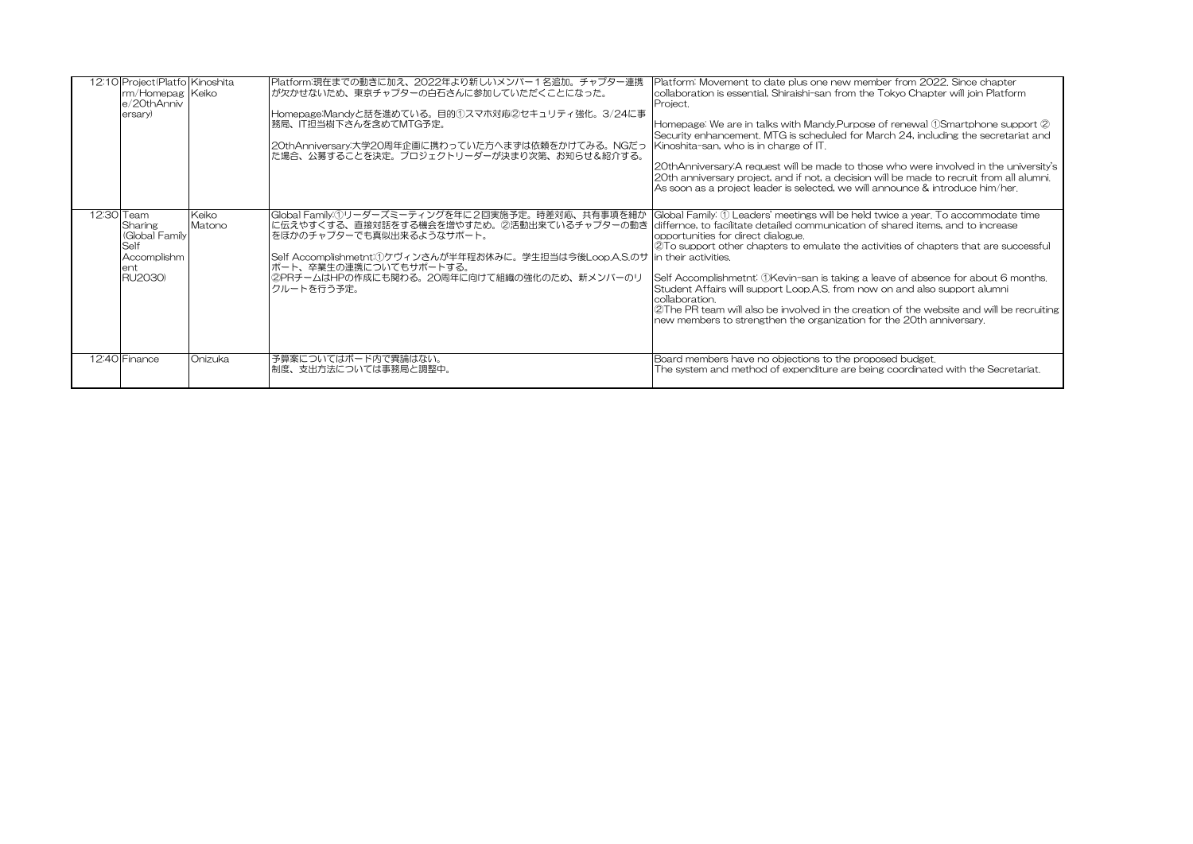| | | | | |
|---|---|---|---|---|
| 12:10 | Project(Platform/Homepage/20thAnniversary) | Kinoshita Keiko | Platform:現在までの動きに加え、2022年より新しいメンバー1名追加。チャプター連携が欠かせないため、東京チャプターの白石さんに参加していただくことになった。<br><br>Homepage:Mandyと話を進めている。目的①スマホ対応②セキュリティ強化。3/24に事務局、IT担当樹下さんを含めてMTG予定。<br><br>20thAnniversary:大学20周年企画に携わっていた方へまずは依頼をかけてみる。NGだった場合、公募することを決定。プロジェクトリーダーが決まり次第、お知らせ&紹介する。 | Platform: Movement to date plus one new member from 2022. Since chapter collaboration is essential, Shiraishi-san from the Tokyo Chapter will join Platform Project.<br><br>Homepage: We are in talks with Mandy.Purpose of renewal ①Smartphone support ② Security enhancement. MTG is scheduled for March 24, including the secretariat and Kinoshita-san, who is in charge of IT.<br><br>20thAnniversary:A request will be made to those who were involved in the university's 20th anniversary project, and if not, a decision will be made to recruit from all alumni. As soon as a project leader is selected, we will announce & introduce him/her. |
| 12:30 | Team Sharing (Global Family Self Accomplishment RU2030) | Keiko Matono | Global Family:①リーダーズミーティングを年に2回実施予定。時差対応、共有事項を細かに伝えやすくする、直接対話をする機会を増やすため。②活動出来ているチャプターの動きをほかのチャプターでも真似出来るようなサポート。<br><br>Self Accomplishmetnt:①ケヴィンさんが半年程お休みに。学生担当は今後Loop.A.S.のサポート、卒業生の連携についてもサポートする。<br>②PRチームはHPの作成にも関わる。20周年に向けて組織の強化のため、新メンバーのリクルートを行う予定。 | Global Family: ① Leaders' meetings will be held twice a year. To accommodate time differnce, to facilitate detailed communication of shared items, and to increase opportunities for direct dialogue.<br>②To support other chapters to emulate the activities of chapters that are successful in their activities.<br><br>Self Accomplishmetnt: ①Kevin-san is taking a leave of absence for about 6 months. Student Affairs will support Loop.A.S. from now on and also support alumni collaboration.<br>②The PR team will also be involved in the creation of the website and will be recruiting new members to strengthen the organization for the 20th anniversary. |
| 12:40 | Finance | Onizuka | 予算案についてはボード内で異論はない。<br>制度、支出方法については事務局と調整中。 | Board members have no objections to the proposed budget.<br>The system and method of expenditure are being coordinated with the Secretariat. |